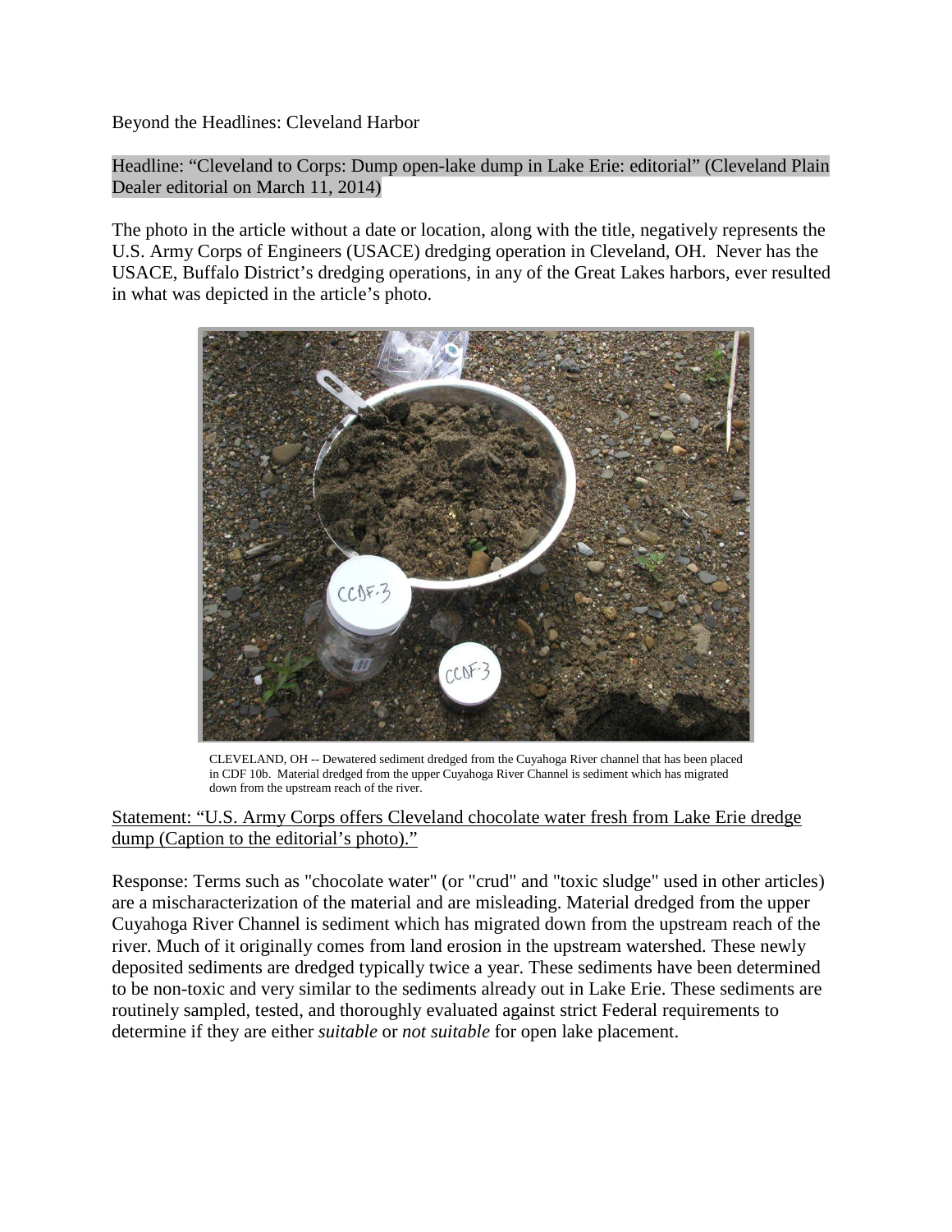Beyond the Headlines: Cleveland Harbor

Headline: "Cleveland to Corps: Dump open-lake dump in Lake Erie: editorial" (Cleveland Plain Dealer editorial on March 11, 2014)

The photo in the article without a date or location, along with the title, negatively represents the U.S. Army Corps of Engineers (USACE) dredging operation in Cleveland, OH. Never has the USACE, Buffalo District's dredging operations, in any of the Great Lakes harbors, ever resulted in what was depicted in the article's photo.

CLEVELAND, OH -- Dewatered sediment dredged from the Cuyahoga River channel that has been placed in CDF 10b. Material dredged from the upper Cuyahoga River Channel is sediment which has migrated down from the upstream reach of the river.

Statement: "U.S. Army Corps offers Cleveland chocolate water fresh from Lake Erie dredge dump (Caption to the editorial's photo)."

Response: Terms such as "chocolate water" (or "crud" and "toxic sludge" used in other articles) are a mischaracterization of the material and are misleading. Material dredged from the upper Cuyahoga River Channel is sediment which has migrated down from the upstream reach of the river. Much of it originally comes from land erosion in the upstream watershed. These newly deposited sediments are dredged typically twice a year. These sediments have been determined to be non-toxic and very similar to the sediments already out in Lake Erie. These sediments are routinely sampled, tested, and thoroughly evaluated against strict Federal requirements to determine if they are either *suitable* or *not suitable* for open lake placement.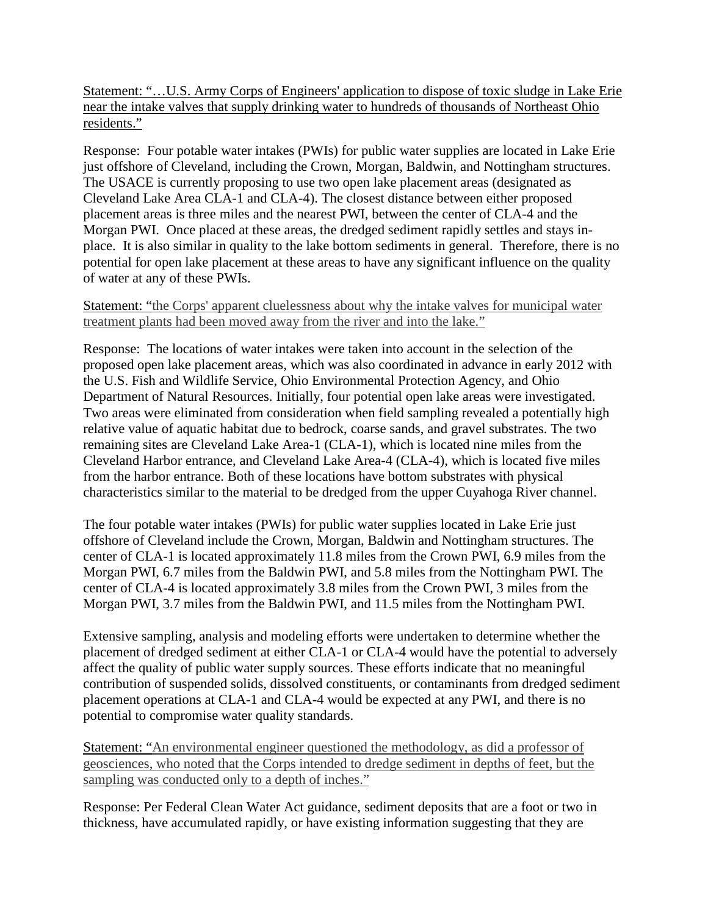<u>Statement: "…U.S. Army Corps of Engineers' application to dispose of toxic sludge in Lake Erie near the intake valves that supply drinking water to hundreds of thousands of Northeast Ohio residents."</u>

Response: Four potable water intakes (PWIs) for public water supplies are located in Lake Erie just offshore of Cleveland, including the Crown, Morgan, Baldwin, and Nottingham structures. The USACE is currently proposing to use two open lake placement areas (designated as Cleveland Lake Area CLA-1 and CLA-4). The closest distance between either proposed placement areas is three miles and the nearest PWI, between the center of CLA-4 and the Morgan PWI. Once placed at these areas, the dredged sediment rapidly settles and stays in-place. It is also similar in quality to the lake bottom sediments in general. Therefore, there is no potential for open lake placement at these areas to have any significant influence on the quality of water at any of these PWIs.

<u>Statement: "the Corps' apparent cluelessness about why the intake valves for municipal water treatment plants had been moved away from the river and into the lake."</u>

Response: The locations of water intakes were taken into account in the selection of the proposed open lake placement areas, which was also coordinated in advance in early 2012 with the U.S. Fish and Wildlife Service, Ohio Environmental Protection Agency, and Ohio Department of Natural Resources. Initially, four potential open lake areas were investigated. Two areas were eliminated from consideration when field sampling revealed a potentially high relative value of aquatic habitat due to bedrock, coarse sands, and gravel substrates. The two remaining sites are Cleveland Lake Area-1 (CLA-1), which is located nine miles from the Cleveland Harbor entrance, and Cleveland Lake Area-4 (CLA-4), which is located five miles from the harbor entrance. Both of these locations have bottom substrates with physical characteristics similar to the material to be dredged from the upper Cuyahoga River channel.

The four potable water intakes (PWIs) for public water supplies located in Lake Erie just offshore of Cleveland include the Crown, Morgan, Baldwin and Nottingham structures. The center of CLA-1 is located approximately 11.8 miles from the Crown PWI, 6.9 miles from the Morgan PWI, 6.7 miles from the Baldwin PWI, and 5.8 miles from the Nottingham PWI. The center of CLA-4 is located approximately 3.8 miles from the Crown PWI, 3 miles from the Morgan PWI, 3.7 miles from the Baldwin PWI, and 11.5 miles from the Nottingham PWI.

Extensive sampling, analysis and modeling efforts were undertaken to determine whether the placement of dredged sediment at either CLA-1 or CLA-4 would have the potential to adversely affect the quality of public water supply sources. These efforts indicate that no meaningful contribution of suspended solids, dissolved constituents, or contaminants from dredged sediment placement operations at CLA-1 and CLA-4 would be expected at any PWI, and there is no potential to compromise water quality standards.

<u>Statement: "An environmental engineer questioned the methodology, as did a professor of geosciences, who noted that the Corps intended to dredge sediment in depths of feet, but the sampling was conducted only to a depth of inches."</u>

Response: Per Federal Clean Water Act guidance, sediment deposits that are a foot or two in thickness, have accumulated rapidly, or have existing information suggesting that they are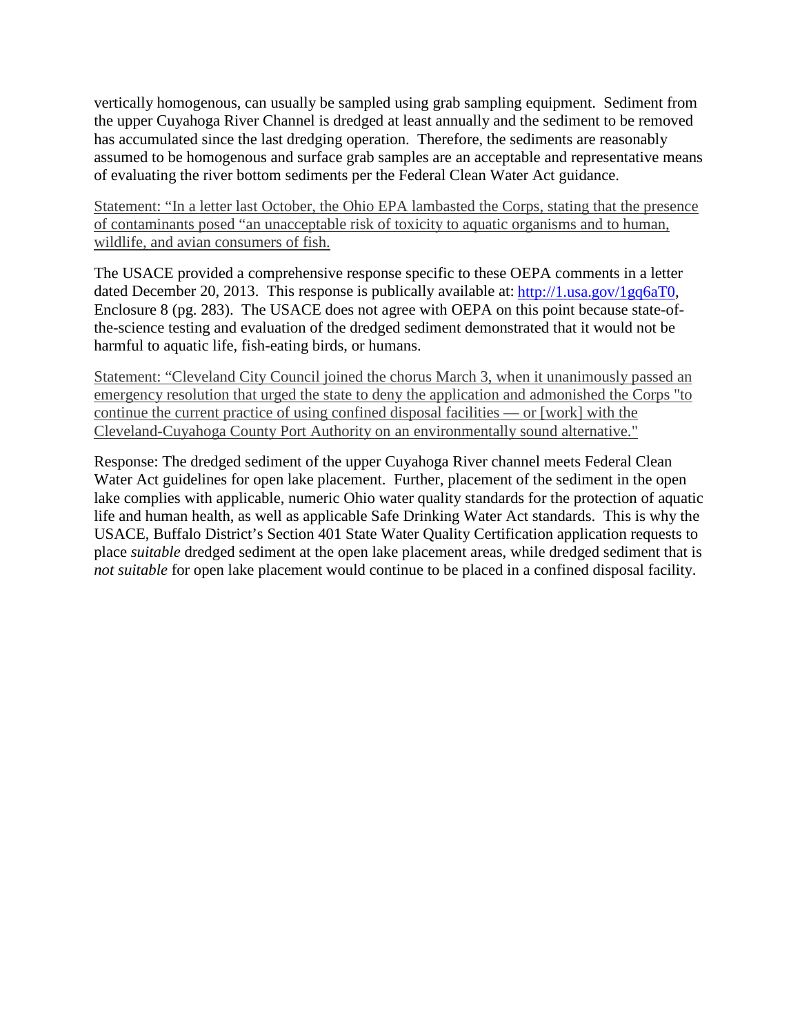vertically homogenous, can usually be sampled using grab sampling equipment. Sediment from the upper Cuyahoga River Channel is dredged at least annually and the sediment to be removed has accumulated since the last dredging operation. Therefore, the sediments are reasonably assumed to be homogenous and surface grab samples are an acceptable and representative means of evaluating the river bottom sediments per the Federal Clean Water Act guidance.

<u>Statement: "In a letter last October, the Ohio EPA lambasted the Corps, stating that the presence of contaminants posed "an unacceptable risk of toxicity to aquatic organisms and to human, wildlife, and avian consumers of fish.</u>

The USACE provided a comprehensive response specific to these OEPA comments in a letter dated December 20, 2013. This response is publically available at: [http://1.usa.gov/1gq6aT0](http://1.usa.gov/1gq6aT0), Enclosure 8 (pg. 283). The USACE does not agree with OEPA on this point because state-of-the-science testing and evaluation of the dredged sediment demonstrated that it would not be harmful to aquatic life, fish-eating birds, or humans.

<u>Statement: "Cleveland City Council joined the chorus March 3, when it unanimously passed an emergency resolution that urged the state to deny the application and admonished the Corps "to continue the current practice of using confined disposal facilities — or [work] with the Cleveland-Cuyahoga County Port Authority on an environmentally sound alternative."</u>

Response: The dredged sediment of the upper Cuyahoga River channel meets Federal Clean Water Act guidelines for open lake placement. Further, placement of the sediment in the open lake complies with applicable, numeric Ohio water quality standards for the protection of aquatic life and human health, as well as applicable Safe Drinking Water Act standards. This is why the USACE, Buffalo District's Section 401 State Water Quality Certification application requests to place *suitable* dredged sediment at the open lake placement areas, while dredged sediment that is *not suitable* for open lake placement would continue to be placed in a confined disposal facility.